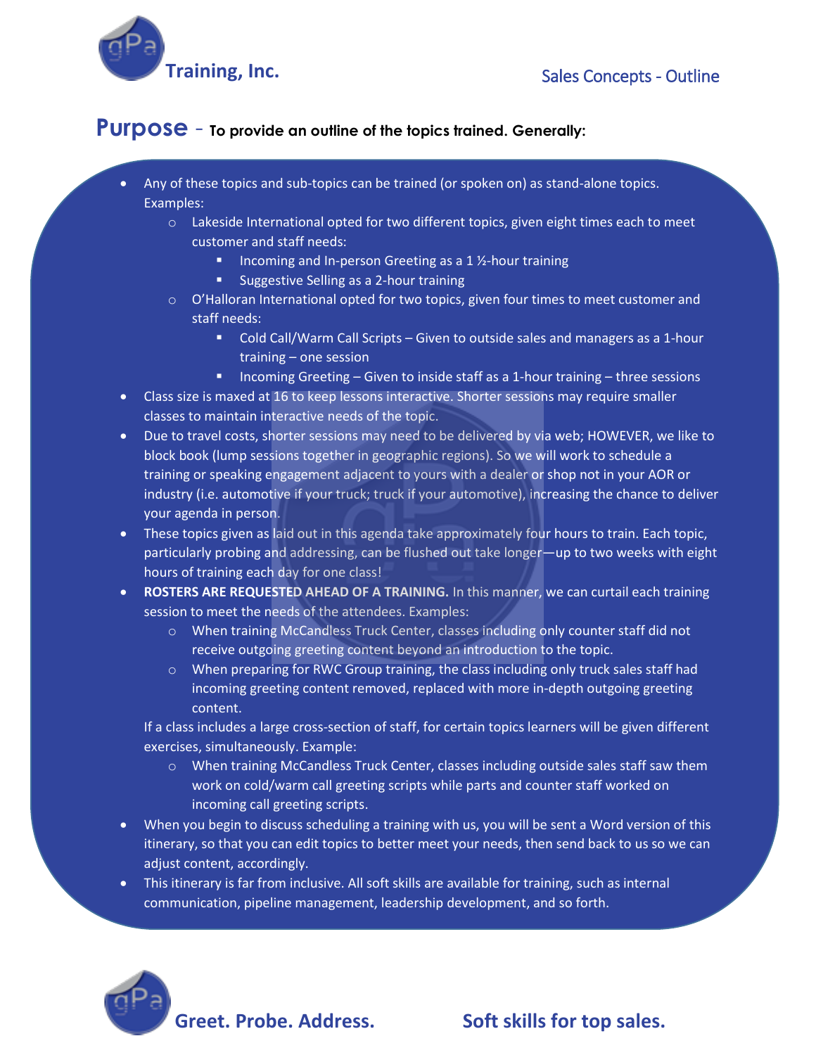gPa Training, Inc.

Sales Concepts - Outline

# Purpose – To provide an outline of the topics trained. Generally:

- Any of these topics and sub-topics can be trained (or spoken on) as stand-alone topics. Examples:
  - Lakeside International opted for two different topics, given eight times each to meet customer and staff needs:
    - Incoming and In-person Greeting as a 1 ½-hour training
    - Suggestive Selling as a 2-hour training
  - O'Halloran International opted for two topics, given four times to meet customer and staff needs:
    - Cold Call/Warm Call Scripts – Given to outside sales and managers as a 1-hour training – one session
    - Incoming Greeting – Given to inside staff as a 1-hour training – three sessions
- Class size is maxed at 16 to keep lessons interactive. Shorter sessions may require smaller classes to maintain interactive needs of the topic.
- Due to travel costs, shorter sessions may need to be delivered by via web; HOWEVER, we like to block book (lump sessions together in geographic regions). So we will work to schedule a training or speaking engagement adjacent to yours with a dealer or shop not in your AOR or industry (i.e. automotive if your truck; truck if your automotive), increasing the chance to deliver your agenda in person.
- These topics given as laid out in this agenda take approximately four hours to train. Each topic, particularly probing and addressing, can be flushed out take longer—up to two weeks with eight hours of training each day for one class!
- **ROSTERS ARE REQUESTED AHEAD OF A TRAINING.** In this manner, we can curtail each training session to meet the needs of the attendees. Examples:
  - When training McCandless Truck Center, classes including only counter staff did not receive outgoing greeting content beyond an introduction to the topic.
  - When preparing for RWC Group training, the class including only truck sales staff had incoming greeting content removed, replaced with more in-depth outgoing greeting content.

  If a class includes a large cross-section of staff, for certain topics learners will be given different exercises, simultaneously. Example:
  - When training McCandless Truck Center, classes including outside sales staff saw them work on cold/warm call greeting scripts while parts and counter staff worked on incoming call greeting scripts.
- When you begin to discuss scheduling a training with us, you will be sent a Word version of this itinerary, so that you can edit topics to better meet your needs, then send back to us so we can adjust content, accordingly.
- This itinerary is far from inclusive. All soft skills are available for training, such as internal communication, pipeline management, leadership development, and so forth.

**Greet. Probe. Address.** **Soft skills for top sales.**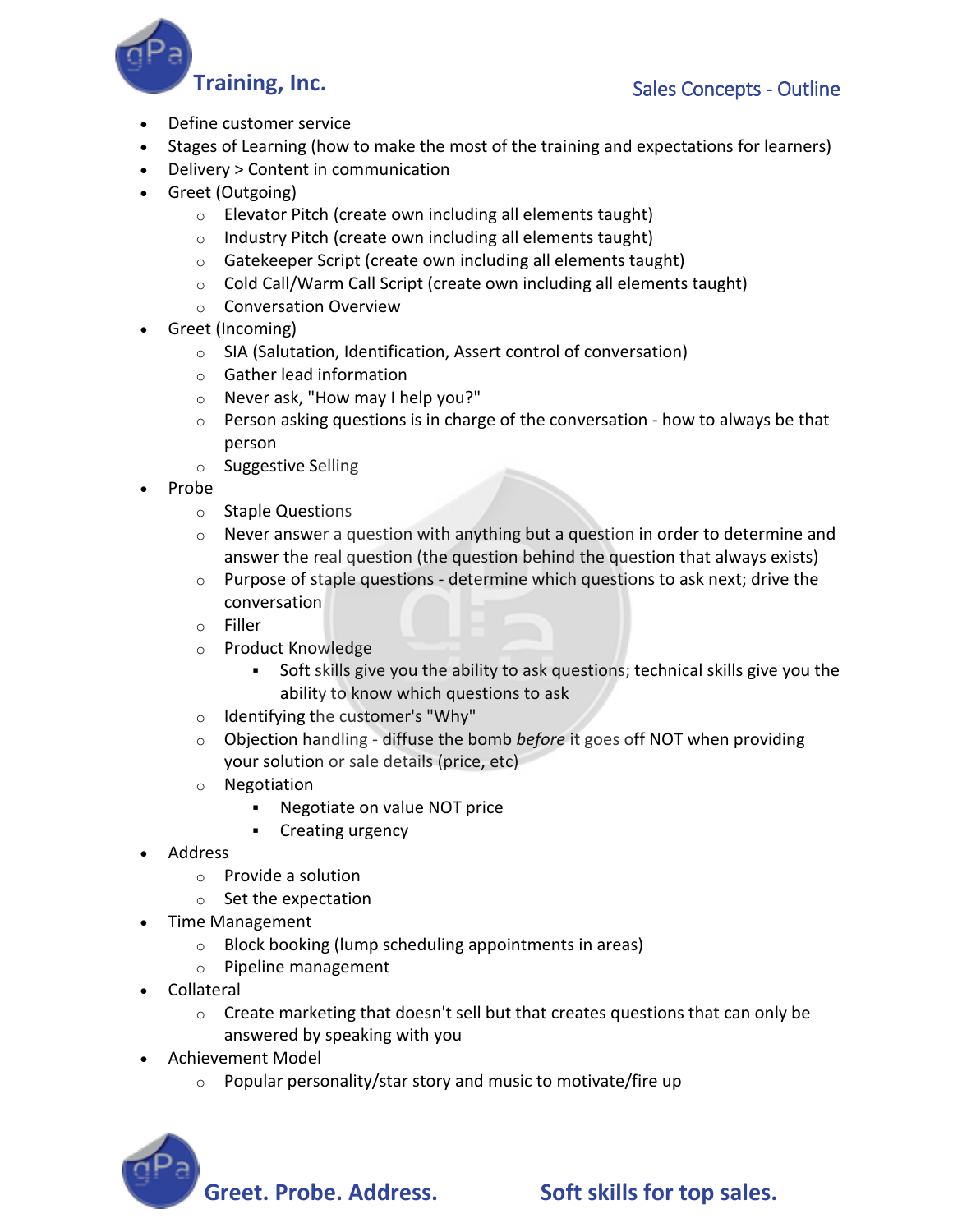- Define customer service
- Stages of Learning (how to make the most of the training and expectations for learners)
- Delivery > Content in communication
- Greet (Outgoing)
  - Elevator Pitch (create own including all elements taught)
  - Industry Pitch (create own including all elements taught)
  - Gatekeeper Script (create own including all elements taught)
  - Cold Call/Warm Call Script (create own including all elements taught)
  - Conversation Overview
- Greet (Incoming)
  - SIA (Salutation, Identification, Assert control of conversation)
  - Gather lead information
  - Never ask, "How may I help you?"
  - Person asking questions is in charge of the conversation - how to always be that person
  - Suggestive Selling
- Probe
  - Staple Questions
  - Never answer a question with anything but a question in order to determine and answer the real question (the question behind the question that always exists)
  - Purpose of staple questions - determine which questions to ask next; drive the conversation
  - Filler
  - Product Knowledge
    - Soft skills give you the ability to ask questions; technical skills give you the ability to know which questions to ask
  - Identifying the customer's "Why"
  - Objection handling - diffuse the bomb *before* it goes off NOT when providing your solution or sale details (price, etc)
  - Negotiation
    - Negotiate on value NOT price
    - Creating urgency
- Address
  - Provide a solution
  - Set the expectation
- Time Management
  - Block booking (lump scheduling appointments in areas)
  - Pipeline management
- Collateral
  - Create marketing that doesn't sell but that creates questions that can only be answered by speaking with you
- Achievement Model
  - Popular personality/star story and music to motivate/fire up